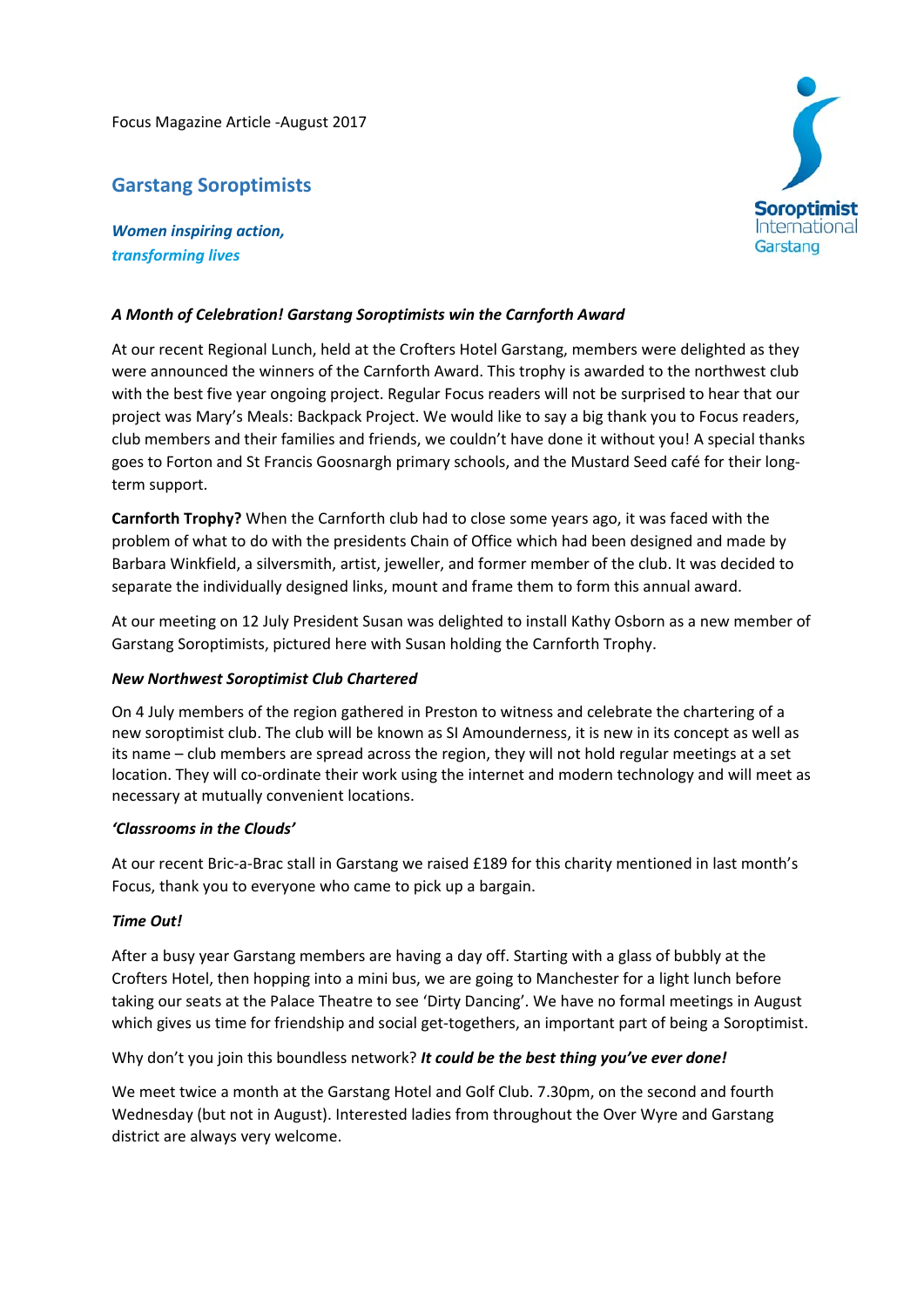Focus Magazine Article -August 2017

## Garstang Soroptimists

***Women inspiring action,***
***transforming lives***

Soroptimist International Garstang

### *A Month of Celebration! Garstang Soroptimists win the Carnforth Award*

At our recent Regional Lunch, held at the Crofters Hotel Garstang, members were delighted as they were announced the winners of the Carnforth Award. This trophy is awarded to the northwest club with the best five year ongoing project. Regular Focus readers will not be surprised to hear that our project was Mary's Meals: Backpack Project. We would like to say a big thank you to Focus readers, club members and their families and friends, we couldn't have done it without you! A special thanks goes to Forton and St Francis Goosnargh primary schools, and the Mustard Seed café for their long-term support.

**Carnforth Trophy?** When the Carnforth club had to close some years ago, it was faced with the problem of what to do with the presidents Chain of Office which had been designed and made by Barbara Winkfield, a silversmith, artist, jeweller, and former member of the club. It was decided to separate the individually designed links, mount and frame them to form this annual award.

At our meeting on 12 July President Susan was delighted to install Kathy Osborn as a new member of Garstang Soroptimists, pictured here with Susan holding the Carnforth Trophy.

### *New Northwest Soroptimist Club Chartered*

On 4 July members of the region gathered in Preston to witness and celebrate the chartering of a new soroptimist club. The club will be known as SI Amounderness, it is new in its concept as well as its name – club members are spread across the region, they will not hold regular meetings at a set location. They will co-ordinate their work using the internet and modern technology and will meet as necessary at mutually convenient locations.

### *'Classrooms in the Clouds'*

At our recent Bric-a-Brac stall in Garstang we raised £189 for this charity mentioned in last month's Focus, thank you to everyone who came to pick up a bargain.

### *Time Out!*

After a busy year Garstang members are having a day off. Starting with a glass of bubbly at the Crofters Hotel, then hopping into a mini bus, we are going to Manchester for a light lunch before taking our seats at the Palace Theatre to see 'Dirty Dancing'. We have no formal meetings in August which gives us time for friendship and social get-togethers, an important part of being a Soroptimist.

Why don't you join this boundless network? ***It could be the best thing you've ever done!***

We meet twice a month at the Garstang Hotel and Golf Club. 7.30pm, on the second and fourth Wednesday (but not in August). Interested ladies from throughout the Over Wyre and Garstang district are always very welcome.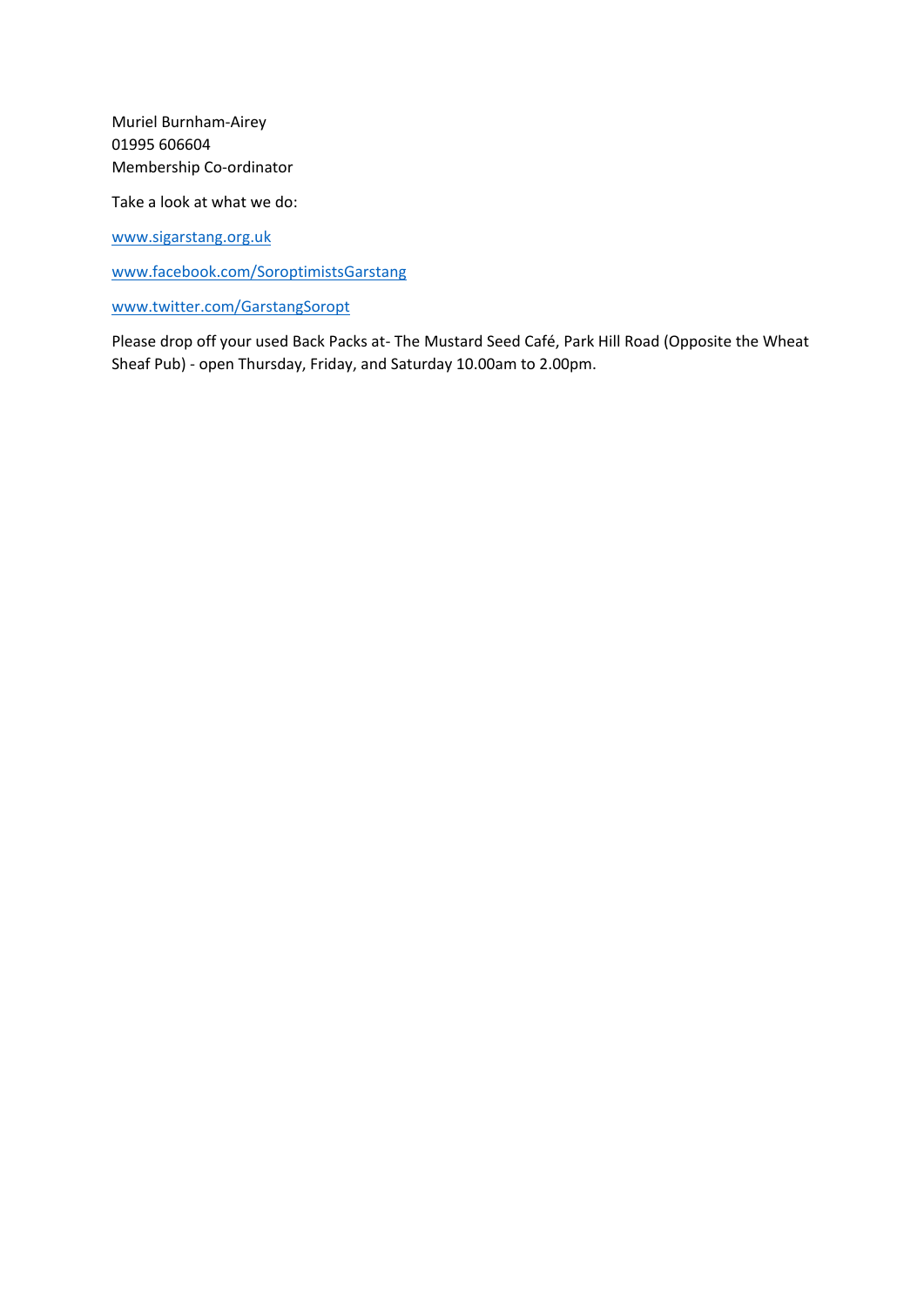Muriel Burnham-Airey
01995 606604
Membership Co-ordinator

Take a look at what we do:

www.sigarstang.org.uk

www.facebook.com/SoroptimistsGarstang

www.twitter.com/GarstangSoropt

Please drop off your used Back Packs at- The Mustard Seed Café, Park Hill Road (Opposite the Wheat Sheaf Pub) - open Thursday, Friday, and Saturday 10.00am to 2.00pm.